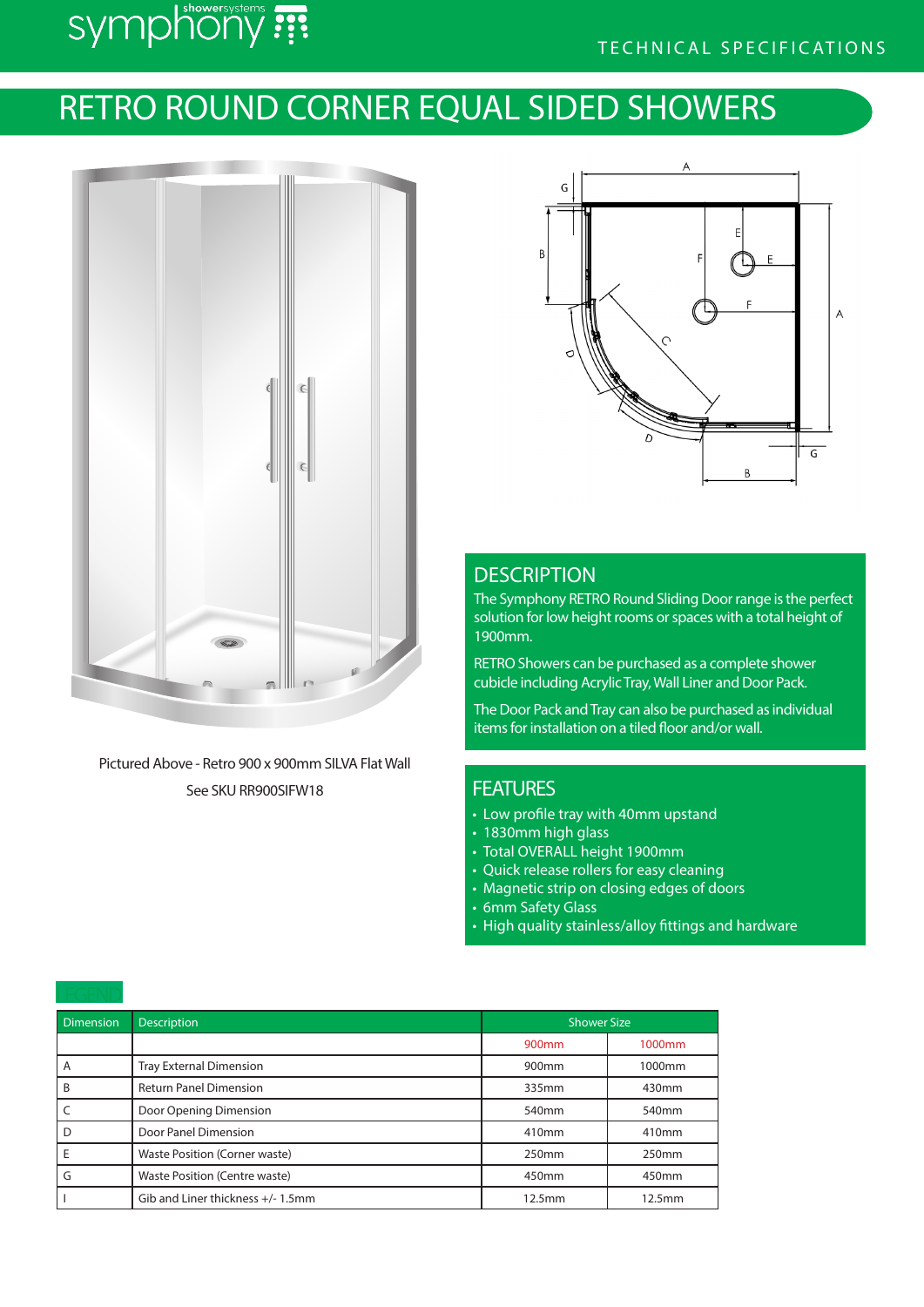# RETRO ROUND CORNER EQUAL SIDED SHOWERS

Pictured Above - Retro 900 x 900mm SILVA Flat Wall

See SKU RR900SIFW18

## DESCRIPTION

The Symphony RETRO Round Sliding Door range is the perfect solution for low height rooms or spaces with a total height of 1900mm.

RETRO Showers can be purchased as a complete shower cubicle including Acrylic Tray, Wall Liner and Door Pack.

The Door Pack and Tray can also be purchased as individual items for installation on a tiled floor and/or wall.

## FEATURES

- Low profile tray with 40mm upstand
- 1830mm high glass
- Total OVERALL height 1900mm
- Quick release rollers for easy cleaning
- Magnetic strip on closing edges of doors
- 6mm Safety Glass
- High quality stainless/alloy fittings and hardware

LEGEND

| Dimension | Description | Shower Size | |
|---|---|---|---|
| | | 900mm | 1000mm |
| A | Tray External Dimension | 900mm | 1000mm |
| B | Return Panel Dimension | 335mm | 430mm |
| C | Door Opening Dimension | 540mm | 540mm |
| D | Door Panel Dimension | 410mm | 410mm |
| E | Waste Position (Corner waste) | 250mm | 250mm |
| G | Waste Position (Centre waste) | 450mm | 450mm |
| I | Gib and Liner thickness +/- 1.5mm | 12.5mm | 12.5mm |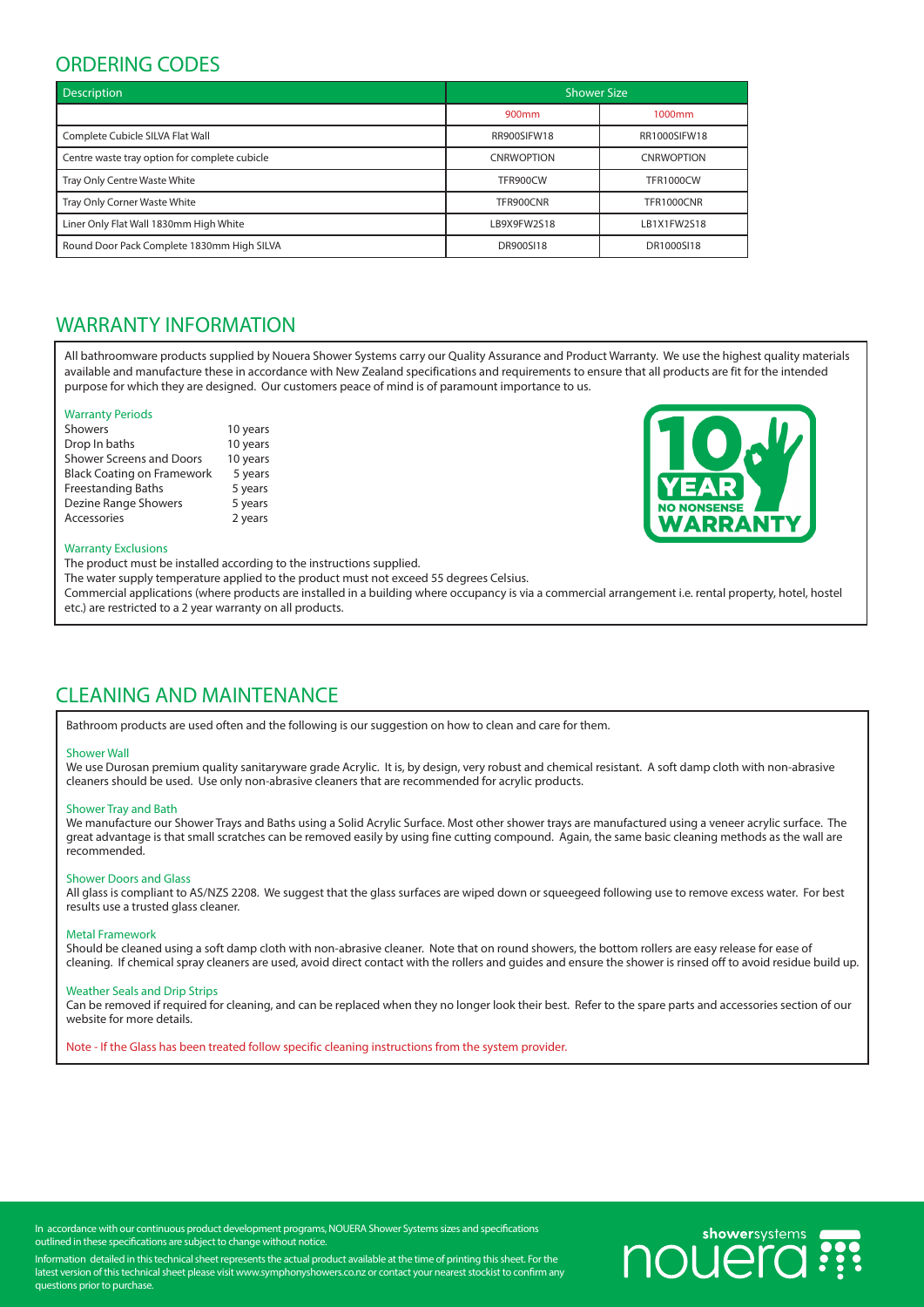## ORDERING CODES

| Description | Shower Size | |
|---|---|---|
| | 900mm | 1000mm |
| Complete Cubicle SILVA Flat Wall | RR900SIFW18 | RR1000SIFW18 |
| Centre waste tray option for complete cubicle | CNRWOPTION | CNRWOPTION |
| Tray Only Centre Waste White | TFR900CW | TFR1000CW |
| Tray Only Corner Waste White | TFR900CNR | TFR1000CNR |
| Liner Only Flat Wall 1830mm High White | LB9X9FW2S18 | LB1X1FW2S18 |
| Round Door Pack Complete 1830mm High SILVA | DR900SI18 | DR1000SI18 |

## WARRANTY INFORMATION

All bathroomware products supplied by Nouera Shower Systems carry our Quality Assurance and Product Warranty. We use the highest quality materials available and manufacture these in accordance with New Zealand specifications and requirements to ensure that all products are fit for the intended purpose for which they are designed. Our customers peace of mind is of paramount importance to us.

### Warranty Periods

| | |
|---|---|
| Showers | 10 years |
| Drop In baths | 10 years |
| Shower Screens and Doors | 10 years |
| Black Coating on Framework | 5 years |
| Freestanding Baths | 5 years |
| Dezine Range Showers | 5 years |
| Accessories | 2 years |

10 YEAR NO NONSENSE WARRANTY

### Warranty Exclusions

The product must be installed according to the instructions supplied.

The water supply temperature applied to the product must not exceed 55 degrees Celsius.

Commercial applications (where products are installed in a building where occupancy is via a commercial arrangement i.e. rental property, hotel, hostel etc.) are restricted to a 2 year warranty on all products.

## CLEANING AND MAINTENANCE

Bathroom products are used often and the following is our suggestion on how to clean and care for them.

### Shower Wall

We use Durosan premium quality sanitaryware grade Acrylic. It is, by design, very robust and chemical resistant. A soft damp cloth with non-abrasive cleaners should be used. Use only non-abrasive cleaners that are recommended for acrylic products.

### Shower Tray and Bath

We manufacture our Shower Trays and Baths using a Solid Acrylic Surface. Most other shower trays are manufactured using a veneer acrylic surface. The great advantage is that small scratches can be removed easily by using fine cutting compound. Again, the same basic cleaning methods as the wall are recommended.

### Shower Doors and Glass

All glass is compliant to AS/NZS 2208. We suggest that the glass surfaces are wiped down or squeegeed following use to remove excess water. For best results use a trusted glass cleaner.

### Metal Framework

Should be cleaned using a soft damp cloth with non-abrasive cleaner. Note that on round showers, the bottom rollers are easy release for ease of cleaning. If chemical spray cleaners are used, avoid direct contact with the rollers and guides and ensure the shower is rinsed off to avoid residue build up.

### Weather Seals and Drip Strips

Can be removed if required for cleaning, and can be replaced when they no longer look their best. Refer to the spare parts and accessories section of our website for more details.

Note - If the Glass has been treated follow specific cleaning instructions from the system provider.

In accordance with our continuous product development programs, NOUERA Shower Systems sizes and specifications outlined in these specifications are subject to change without notice.

Information detailed in this technical sheet represents the actual product available at the time of printing this sheet. For the latest version of this technical sheet please visit www.symphonyshowers.co.nz or contact your nearest stockist to confirm any questions prior to purchase.

showersystems nouera